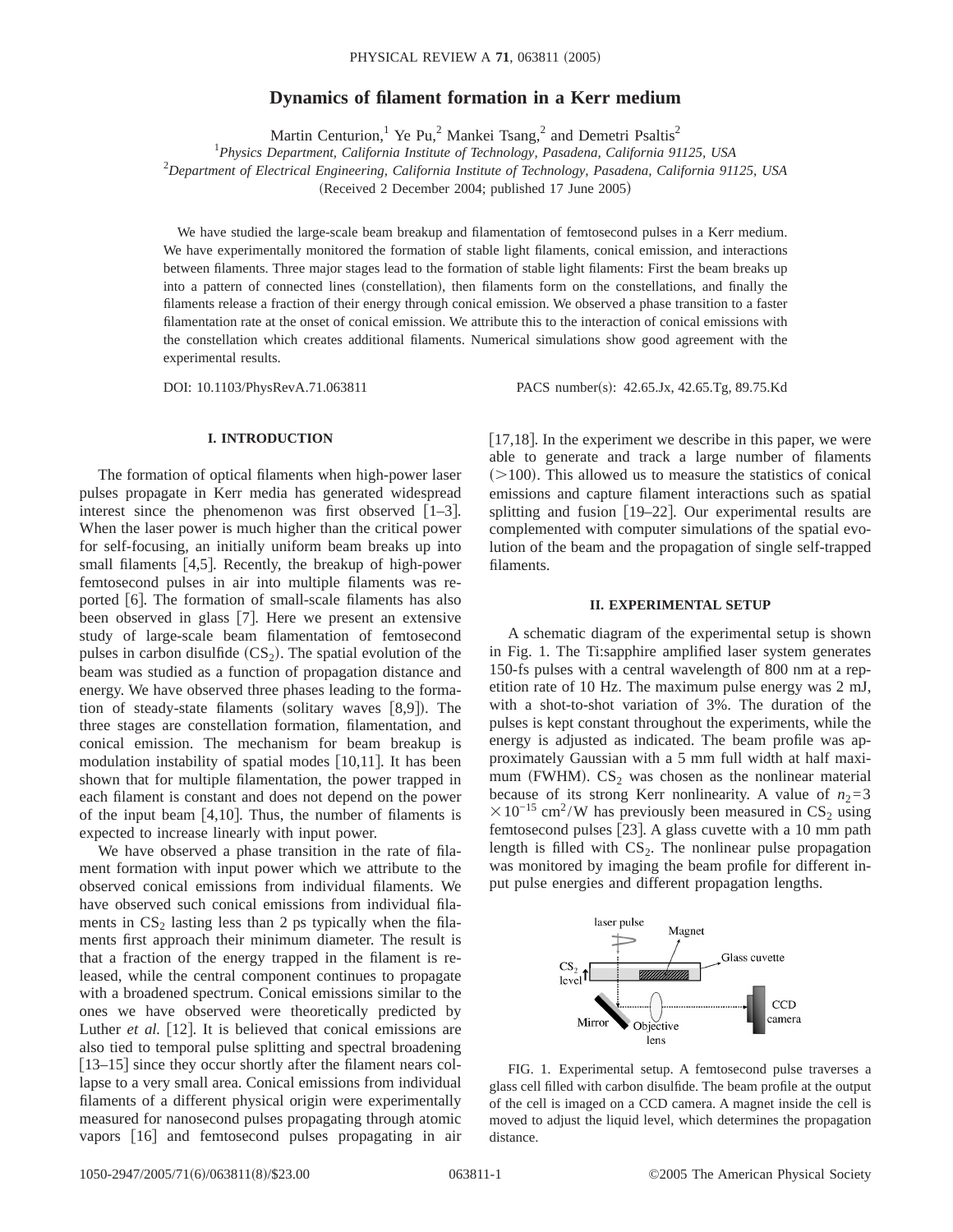# Dynamics of filament formation in a Kerr medium

Martin Centurion,[1] Ye Pu,[2] Mankei Tsang,[2] and Demetri Psaltis[2]

[1]*Physics Department, California Institute of Technology, Pasadena, California 91125, USA*

[2]*Department of Electrical Engineering, California Institute of Technology, Pasadena, California 91125, USA*

(Received 2 December 2004; published 17 June 2005)

We have studied the large-scale beam breakup and filamentation of femtosecond pulses in a Kerr medium. We have experimentally monitored the formation of stable light filaments, conical emission, and interactions between filaments. Three major stages lead to the formation of stable light filaments: First the beam breaks up into a pattern of connected lines (constellation), then filaments form on the constellations, and finally the filaments release a fraction of their energy through conical emission. We observed a phase transition to a faster filamentation rate at the onset of conical emission. We attribute this to the interaction of conical emissions with the constellation which creates additional filaments. Numerical simulations show good agreement with the experimental results.

DOI: 10.1103/PhysRevA.71.063811 PACS number(s): 42.65.Jx, 42.65.Tg, 89.75.Kd

## I. INTRODUCTION

The formation of optical filaments when high-power laser pulses propagate in Kerr media has generated widespread interest since the phenomenon was first observed [1–3]. When the laser power is much higher than the critical power for self-focusing, an initially uniform beam breaks up into small filaments [4,5]. Recently, the breakup of high-power femtosecond pulses in air into multiple filaments was reported [6]. The formation of small-scale filaments has also been observed in glass [7]. Here we present an extensive study of large-scale beam filamentation of femtosecond pulses in carbon disulfide ($CS_2$). The spatial evolution of the beam was studied as a function of propagation distance and energy. We have observed three phases leading to the formation of steady-state filaments (solitary waves [8,9]). The three stages are constellation formation, filamentation, and conical emission. The mechanism for beam breakup is modulation instability of spatial modes [10,11]. It has been shown that for multiple filamentation, the power trapped in each filament is constant and does not depend on the power of the input beam [4,10]. Thus, the number of filaments is expected to increase linearly with input power.

We have observed a phase transition in the rate of filament formation with input power which we attribute to the observed conical emissions from individual filaments. We have observed such conical emissions from individual filaments in $CS_2$ lasting less than 2 ps typically when the filaments first approach their minimum diameter. The result is that a fraction of the energy trapped in the filament is released, while the central component continues to propagate with a broadened spectrum. Conical emissions similar to the ones we have observed were theoretically predicted by Luther *et al.* [12]. It is believed that conical emissions are also tied to temporal pulse splitting and spectral broadening [13–15] since they occur shortly after the filament nears collapse to a very small area. Conical emissions from individual filaments of a different physical origin were experimentally measured for nanosecond pulses propagating through atomic vapors [16] and femtosecond pulses propagating in air [17,18]. In the experiment we describe in this paper, we were able to generate and track a large number of filaments (>100). This allowed us to measure the statistics of conical emissions and capture filament interactions such as spatial splitting and fusion [19–22]. Our experimental results are complemented with computer simulations of the spatial evolution of the beam and the propagation of single self-trapped filaments.

## II. EXPERIMENTAL SETUP

A schematic diagram of the experimental setup is shown in Fig. 1. The Ti:sapphire amplified laser system generates 150-fs pulses with a central wavelength of 800 nm at a repetition rate of 10 Hz. The maximum pulse energy was 2 mJ, with a shot-to-shot variation of 3%. The duration of the pulses is kept constant throughout the experiments, while the energy is adjusted as indicated. The beam profile was approximately Gaussian with a 5 mm full width at half maximum (FWHM). $CS_2$ was chosen as the nonlinear material because of its strong Kerr nonlinearity. A value of $n_2=3\times10^{-15}$ $cm^2/W$ has previously been measured in $CS_2$ using femtosecond pulses [23]. A glass cuvette with a 10 mm path length is filled with $CS_2$. The nonlinear pulse propagation was monitored by imaging the beam profile for different input pulse energies and different propagation lengths.

FIG. 1. Experimental setup. A femtosecond pulse traverses a glass cell filled with carbon disulfide. The beam profile at the output of the cell is imaged on a CCD camera. A magnet inside the cell is moved to adjust the liquid level, which determines the propagation distance.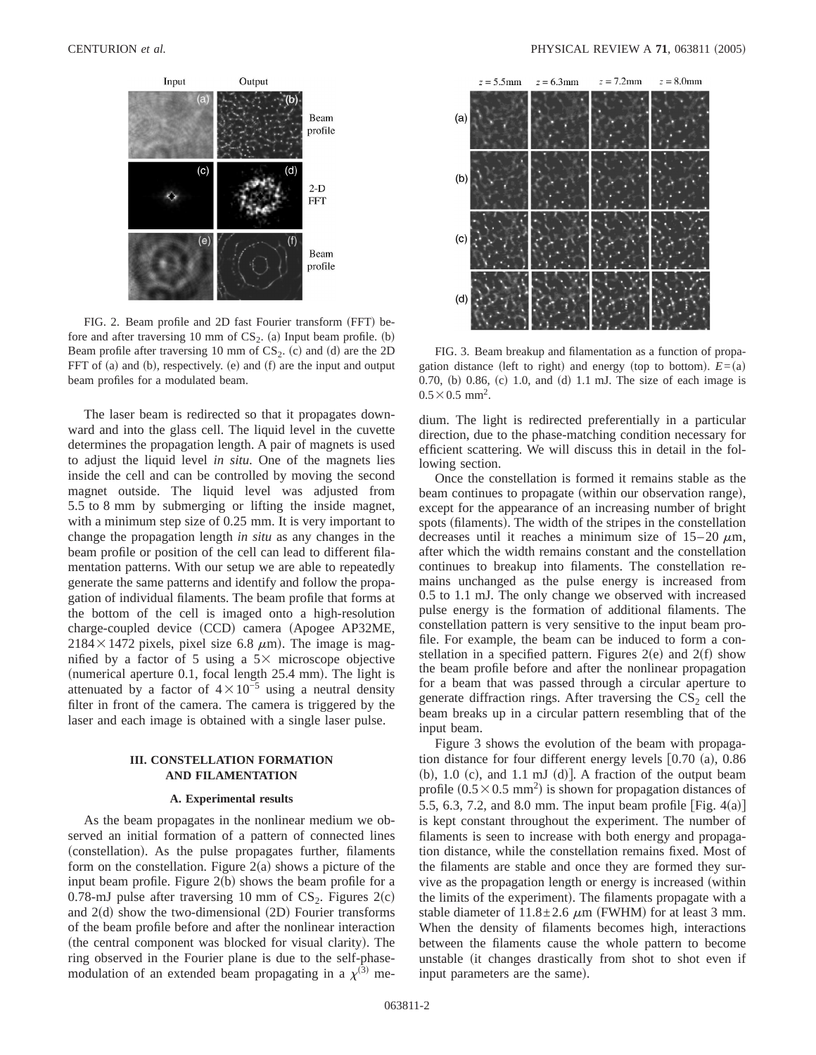FIG. 2. Beam profile and 2D fast Fourier transform (FFT) before and after traversing 10 mm of $CS_2$. (a) Input beam profile. (b) Beam profile after traversing 10 mm of $CS_2$. (c) and (d) are the 2D FFT of (a) and (b), respectively. (e) and (f) are the input and output beam profiles for a modulated beam.

The laser beam is redirected so that it propagates downward and into the glass cell. The liquid level in the cuvette determines the propagation length. A pair of magnets is used to adjust the liquid level *in situ*. One of the magnets lies inside the cell and can be controlled by moving the second magnet outside. The liquid level was adjusted from 5.5 to 8 mm by submerging or lifting the inside magnet, with a minimum step size of 0.25 mm. It is very important to change the propagation length *in situ* as any changes in the beam profile or position of the cell can lead to different filamentation patterns. With our setup we are able to repeatedly generate the same patterns and identify and follow the propagation of individual filaments. The beam profile that forms at the bottom of the cell is imaged onto a high-resolution charge-coupled device (CCD) camera (Apogee AP32ME, $2184\times1472$ pixels, pixel size 6.8 $\mu$m). The image is magnified by a factor of 5 using a $5\times$ microscope objective (numerical aperture 0.1, focal length 25.4 mm). The light is attenuated by a factor of $4\times10^{-5}$ using a neutral density filter in front of the camera. The camera is triggered by the laser and each image is obtained with a single laser pulse.

## III. CONSTELLATION FORMATION AND FILAMENTATION

### A. Experimental results

As the beam propagates in the nonlinear medium we observed an initial formation of a pattern of connected lines (constellation). As the pulse propagates further, filaments form on the constellation. Figure 2(a) shows a picture of the input beam profile. Figure 2(b) shows the beam profile for a 0.78-mJ pulse after traversing 10 mm of $CS_2$. Figures 2(c) and 2(d) show the two-dimensional (2D) Fourier transforms of the beam profile before and after the nonlinear interaction (the central component was blocked for visual clarity). The ring observed in the Fourier plane is due to the self-phase-modulation of an extended beam propagating in a $\chi^{(3)}$ medium. The light is redirected preferentially in a particular direction, due to the phase-matching condition necessary for efficient scattering. We will discuss this in detail in the following section.

FIG. 3. Beam breakup and filamentation as a function of propagation distance (left to right) and energy (top to bottom). $E=$(a) 0.70, (b) 0.86, (c) 1.0, and (d) 1.1 mJ. The size of each image is $0.5\times0.5$ mm$^2$.

Once the constellation is formed it remains stable as the beam continues to propagate (within our observation range), except for the appearance of an increasing number of bright spots (filaments). The width of the stripes in the constellation decreases until it reaches a minimum size of 15–20 $\mu$m, after which the width remains constant and the constellation continues to breakup into filaments. The constellation remains unchanged as the pulse energy is increased from 0.5 to 1.1 mJ. The only change we observed with increased pulse energy is the formation of additional filaments. The constellation pattern is very sensitive to the input beam profile. For example, the beam can be induced to form a constellation in a specified pattern. Figures 2(e) and 2(f) show the beam profile before and after the nonlinear propagation for a beam that was passed through a circular aperture to generate diffraction rings. After traversing the $CS_2$ cell the beam breaks up in a circular pattern resembling that of the input beam.

Figure 3 shows the evolution of the beam with propagation distance for four different energy levels [0.70 (a), 0.86 (b), 1.0 (c), and 1.1 mJ (d)]. A fraction of the output beam profile ($0.5\times0.5$ mm$^2$) is shown for propagation distances of 5.5, 6.3, 7.2, and 8.0 mm. The input beam profile [Fig. 4(a)] is kept constant throughout the experiment. The number of filaments is seen to increase with both energy and propagation distance, while the constellation remains fixed. Most of the filaments are stable and once they are formed they survive as the propagation length or energy is increased (within the limits of the experiment). The filaments propagate with a stable diameter of $11.8\pm2.6$ $\mu$m (FWHM) for at least 3 mm. When the density of filaments becomes high, interactions between the filaments cause the whole pattern to become unstable (it changes drastically from shot to shot even if input parameters are the same).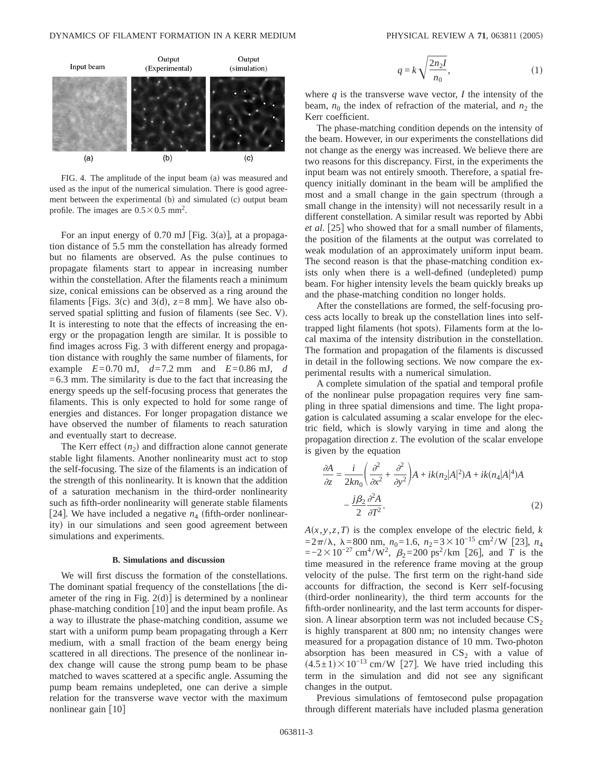FIG. 4. The amplitude of the input beam (a) was measured and used as the input of the numerical simulation. There is good agreement between the experimental (b) and simulated (c) output beam profile. The images are $0.5\times0.5\ \text{mm}^2$.

For an input energy of 0.70 mJ [Fig. 3(a)], at a propagation distance of 5.5 mm the constellation has already formed but no filaments are observed. As the pulse continues to propagate filaments start to appear in increasing number within the constellation. After the filaments reach a minimum size, conical emissions can be observed as a ring around the filaments [Figs. 3(c) and 3(d), $z=8$ mm]. We have also observed spatial splitting and fusion of filaments (see Sec. V). It is interesting to note that the effects of increasing the energy or the propagation length are similar. It is possible to find images across Fig. 3 with different energy and propagation distance with roughly the same number of filaments, for example $E=0.70$ mJ, $d=7.2$ mm and $E=0.86$ mJ, $d=6.3$ mm. The similarity is due to the fact that increasing the energy speeds up the self-focusing process that generates the filaments. This is only expected to hold for some range of energies and distances. For longer propagation distance we have observed the number of filaments to reach saturation and eventually start to decrease.

The Kerr effect ($n_2$) and diffraction alone cannot generate stable light filaments. Another nonlinearity must act to stop the self-focusing. The size of the filaments is an indication of the strength of this nonlinearity. It is known that the addition of a saturation mechanism in the third-order nonlinearity such as fifth-order nonlinearity will generate stable filaments [24]. We have included a negative $n_4$ (fifth-order nonlinearity) in our simulations and seen good agreement between simulations and experiments.

### B. Simulations and discussion

We will first discuss the formation of the constellations. The dominant spatial frequency of the constellations [the diameter of the ring in Fig. 2(d)] is determined by a nonlinear phase-matching condition [10] and the input beam profile. As a way to illustrate the phase-matching condition, assume we start with a uniform pump beam propagating through a Kerr medium, with a small fraction of the beam energy being scattered in all directions. The presence of the nonlinear index change will cause the strong pump beam to be phase matched to waves scattered at a specific angle. Assuming the pump beam remains undepleted, one can derive a simple relation for the transverse wave vector with the maximum nonlinear gain [10]

$$q = k\sqrt{\frac{2n_2 I}{n_0}}, \tag{1}$$

where $q$ is the transverse wave vector, $I$ the intensity of the beam, $n_0$ the index of refraction of the material, and $n_2$ the Kerr coefficient.

The phase-matching condition depends on the intensity of the beam. However, in our experiments the constellations did not change as the energy was increased. We believe there are two reasons for this discrepancy. First, in the experiments the input beam was not entirely smooth. Therefore, a spatial frequency initially dominant in the beam will be amplified the most and a small change in the gain spectrum (through a small change in the intensity) will not necessarily result in a different constellation. A similar result was reported by Abbi *et al.* [25] who showed that for a small number of filaments, the position of the filaments at the output was correlated to weak modulation of an approximately uniform input beam. The second reason is that the phase-matching condition exists only when there is a well-defined (undepleted) pump beam. For higher intensity levels the beam quickly breaks up and the phase-matching condition no longer holds.

After the constellations are formed, the self-focusing process acts locally to break up the constellation lines into self-trapped light filaments (hot spots). Filaments form at the local maxima of the intensity distribution in the constellation. The formation and propagation of the filaments is discussed in detail in the following sections. We now compare the experimental results with a numerical simulation.

A complete simulation of the spatial and temporal profile of the nonlinear pulse propagation requires very fine sampling in three spatial dimensions and time. The light propagation is calculated assuming a scalar envelope for the electric field, which is slowly varying in time and along the propagation direction $z$. The evolution of the scalar envelope is given by the equation

$$\frac{\partial A}{\partial z} = \frac{i}{2kn_0}\left(\frac{\partial^2}{\partial x^2}+\frac{\partial^2}{\partial y^2}\right)A + ik(n_2|A|^2)A + ik(n_4|A|^4)A - \frac{j\beta_2}{2}\frac{\partial^2 A}{\partial T^2}. \tag{2}$$

$A(x,y,z,T)$ is the complex envelope of the electric field, $k=2\pi/\lambda$, $\lambda=800$ nm, $n_0=1.6$, $n_2=3\times10^{-15}\ \text{cm}^2/\text{W}$ [23], $n_4=-2\times10^{-27}\ \text{cm}^4/\text{W}^2$, $\beta_2=200\ \text{ps}^2/\text{km}$ [26], and $T$ is the time measured in the reference frame moving at the group velocity of the pulse. The first term on the right-hand side accounts for diffraction, the second is Kerr self-focusing (third-order nonlinearity), the third term accounts for the fifth-order nonlinearity, and the last term accounts for dispersion. A linear absorption term was not included because $CS_2$ is highly transparent at 800 nm; no intensity changes were measured for a propagation distance of 10 mm. Two-photon absorption has been measured in $CS_2$ with a value of $(4.5\pm1)\times10^{-13}$ cm/W [27]. We have tried including this term in the simulation and did not see any significant changes in the output.

Previous simulations of femtosecond pulse propagation through different materials have included plasma generation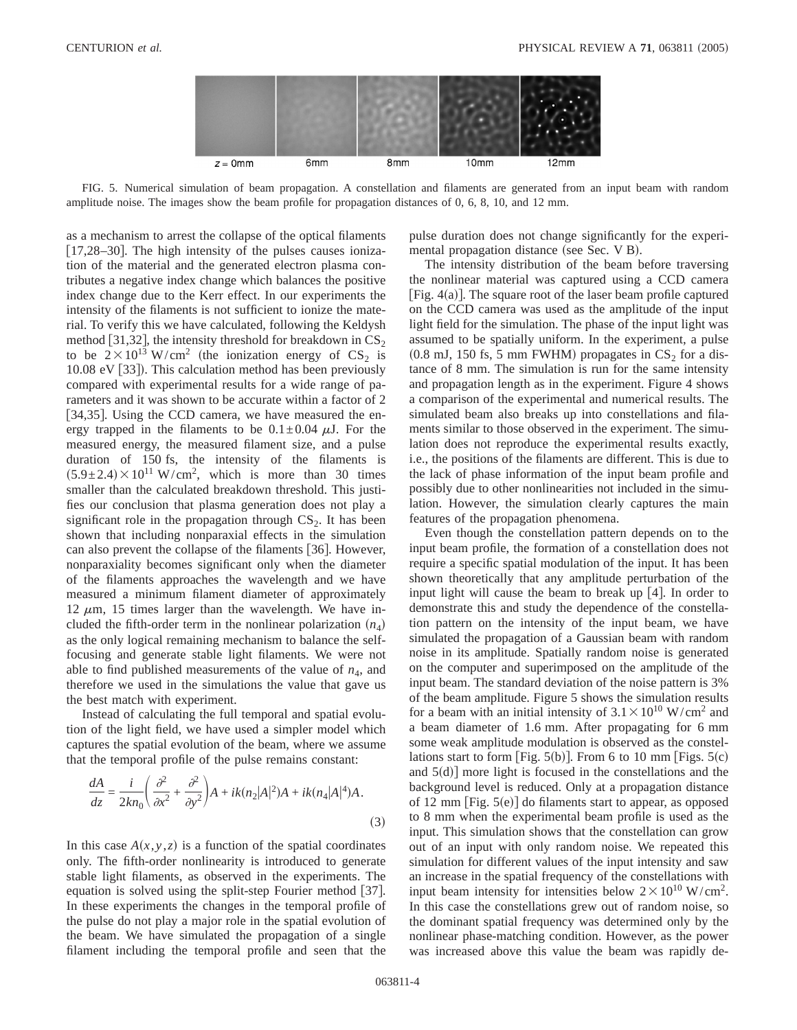FIG. 5. Numerical simulation of beam propagation. A constellation and filaments are generated from an input beam with random amplitude noise. The images show the beam profile for propagation distances of 0, 6, 8, 10, and 12 mm.

as a mechanism to arrest the collapse of the optical filaments [17,28–30]. The high intensity of the pulses causes ionization of the material and the generated electron plasma contributes a negative index change which balances the positive index change due to the Kerr effect. In our experiments the intensity of the filaments is not sufficient to ionize the material. To verify this we have calculated, following the Keldysh method [31,32], the intensity threshold for breakdown in $CS_2$ to be $2\times10^{13}$ W/cm$^2$ (the ionization energy of $CS_2$ is 10.08 eV [33]). This calculation method has been previously compared with experimental results for a wide range of parameters and it was shown to be accurate within a factor of 2 [34,35]. Using the CCD camera, we have measured the energy trapped in the filaments to be $0.1\pm0.04$ $\mu$J. For the measured energy, the measured filament size, and a pulse duration of 150 fs, the intensity of the filaments is $(5.9\pm2.4)\times10^{11}$ W/cm$^2$, which is more than 30 times smaller than the calculated breakdown threshold. This justifies our conclusion that plasma generation does not play a significant role in the propagation through $CS_2$. It has been shown that including nonparaxial effects in the simulation can also prevent the collapse of the filaments [36]. However, nonparaxiality becomes significant only when the diameter of the filaments approaches the wavelength and we have measured a minimum filament diameter of approximately 12 $\mu$m, 15 times larger than the wavelength. We have included the fifth-order term in the nonlinear polarization $(n_4)$ as the only logical remaining mechanism to balance the self-focusing and generate stable light filaments. We were not able to find published measurements of the value of $n_4$, and therefore we used in the simulations the value that gave us the best match with experiment.

Instead of calculating the full temporal and spatial evolution of the light field, we have used a simpler model which captures the spatial evolution of the beam, where we assume that the temporal profile of the pulse remains constant:

$$\frac{dA}{dz} = \frac{i}{2kn_0}\left(\frac{\partial^2}{\partial x^2} + \frac{\partial^2}{\partial y^2}\right)A + ik(n_2|A|^2)A + ik(n_4|A|^4)A. \tag{3}$$

In this case $A(x,y,z)$ is a function of the spatial coordinates only. The fifth-order nonlinearity is introduced to generate stable light filaments, as observed in the experiments. The equation is solved using the split-step Fourier method [37]. In these experiments the changes in the temporal profile of the pulse do not play a major role in the spatial evolution of the beam. We have simulated the propagation of a single filament including the temporal profile and seen that the pulse duration does not change significantly for the experimental propagation distance (see Sec. V B).

The intensity distribution of the beam before traversing the nonlinear material was captured using a CCD camera [Fig. 4(a)]. The square root of the laser beam profile captured on the CCD camera was used as the amplitude of the input light field for the simulation. The phase of the input light was assumed to be spatially uniform. In the experiment, a pulse (0.8 mJ, 150 fs, 5 mm FWHM) propagates in $CS_2$ for a distance of 8 mm. The simulation is run for the same intensity and propagation length as in the experiment. Figure 4 shows a comparison of the experimental and numerical results. The simulated beam also breaks up into constellations and filaments similar to those observed in the experiment. The simulation does not reproduce the experimental results exactly, i.e., the positions of the filaments are different. This is due to the lack of phase information of the input beam profile and possibly due to other nonlinearities not included in the simulation. However, the simulation clearly captures the main features of the propagation phenomena.

Even though the constellation pattern depends on to the input beam profile, the formation of a constellation does not require a specific spatial modulation of the input. It has been shown theoretically that any amplitude perturbation of the input light will cause the beam to break up [4]. In order to demonstrate this and study the dependence of the constellation pattern on the intensity of the input beam, we have simulated the propagation of a Gaussian beam with random noise in its amplitude. Spatially random noise is generated on the computer and superimposed on the amplitude of the input beam. The standard deviation of the noise pattern is 3% of the beam amplitude. Figure 5 shows the simulation results for a beam with an initial intensity of $3.1\times10^{10}$ W/cm$^2$ and a beam diameter of 1.6 mm. After propagating for 6 mm some weak amplitude modulation is observed as the constellations start to form [Fig. 5(b)]. From 6 to 10 mm [Figs. 5(c) and 5(d)] more light is focused in the constellations and the background level is reduced. Only at a propagation distance of 12 mm [Fig. 5(e)] do filaments start to appear, as opposed to 8 mm when the experimental beam profile is used as the input. This simulation shows that the constellation can grow out of an input with only random noise. We repeated this simulation for different values of the input intensity and saw an increase in the spatial frequency of the constellations with input beam intensity for intensities below $2\times10^{10}$ W/cm$^2$. In this case the constellations grew out of random noise, so the dominant spatial frequency was determined only by the nonlinear phase-matching condition. However, as the power was increased above this value the beam was rapidly de-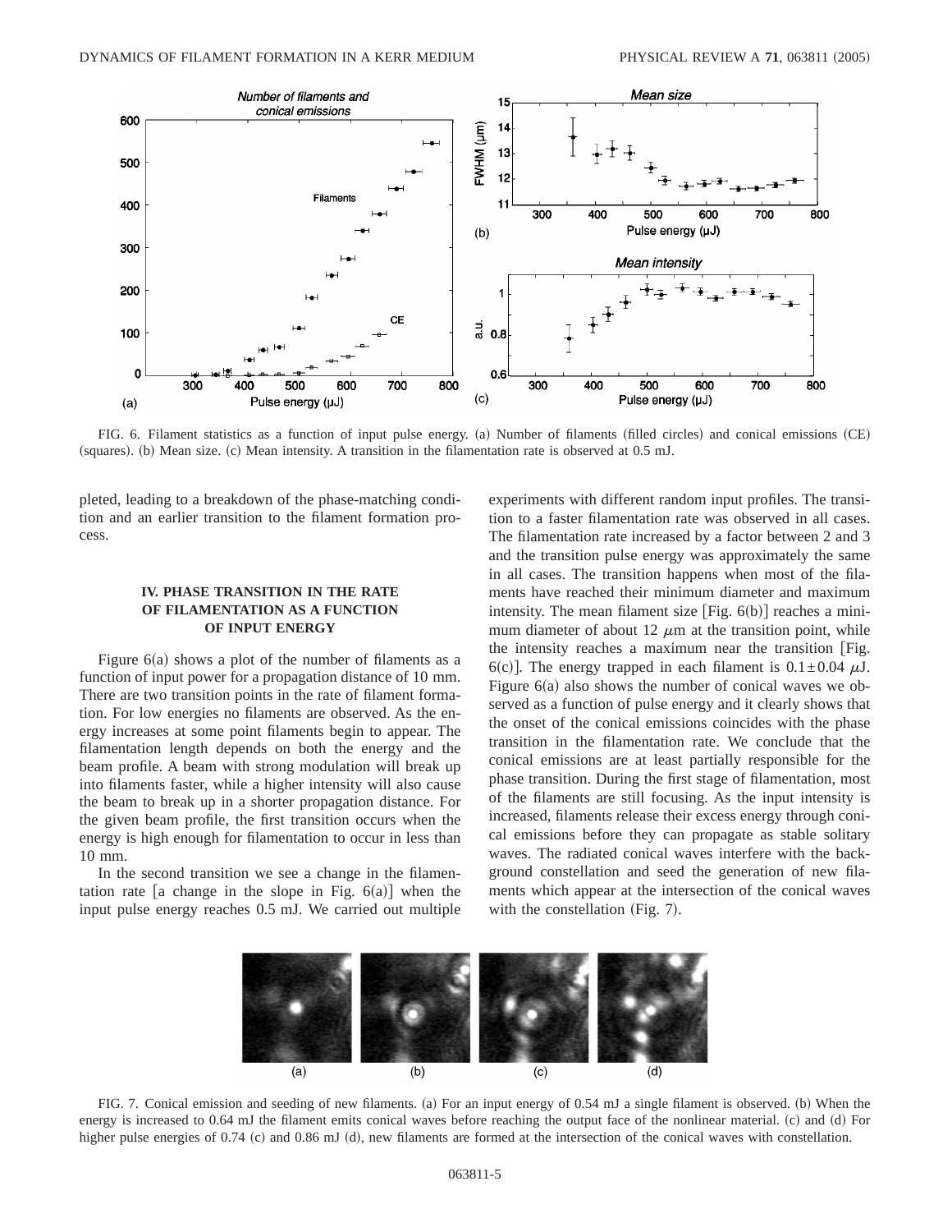FIG. 6. Filament statistics as a function of input pulse energy. (a) Number of filaments (filled circles) and conical emissions (CE) (squares). (b) Mean size. (c) Mean intensity. A transition in the filamentation rate is observed at 0.5 mJ.

pleted, leading to a breakdown of the phase-matching condition and an earlier transition to the filament formation process.

## IV. PHASE TRANSITION IN THE RATE OF FILAMENTATION AS A FUNCTION OF INPUT ENERGY

Figure 6(a) shows a plot of the number of filaments as a function of input power for a propagation distance of 10 mm. There are two transition points in the rate of filament formation. For low energies no filaments are observed. As the energy increases at some point filaments begin to appear. The filamentation length depends on both the energy and the beam profile. A beam with strong modulation will break up into filaments faster, while a higher intensity will also cause the beam to break up in a shorter propagation distance. For the given beam profile, the first transition occurs when the energy is high enough for filamentation to occur in less than 10 mm.

In the second transition we see a change in the filamentation rate [a change in the slope in Fig. 6(a)] when the input pulse energy reaches 0.5 mJ. We carried out multiple experiments with different random input profiles. The transition to a faster filamentation rate was observed in all cases. The filamentation rate increased by a factor between 2 and 3 and the transition pulse energy was approximately the same in all cases. The transition happens when most of the filaments have reached their minimum diameter and maximum intensity. The mean filament size [Fig. 6(b)] reaches a minimum diameter of about 12 $\mu$m at the transition point, while the intensity reaches a maximum near the transition [Fig. 6(c)]. The energy trapped in each filament is $0.1 \pm 0.04$ $\mu$J. Figure 6(a) also shows the number of conical waves we observed as a function of pulse energy and it clearly shows that the onset of the conical emissions coincides with the phase transition in the filamentation rate. We conclude that the conical emissions are at least partially responsible for the phase transition. During the first stage of filamentation, most of the filaments are still focusing. As the input intensity is increased, filaments release their excess energy through conical emissions before they can propagate as stable solitary waves. The radiated conical waves interfere with the background constellation and seed the generation of new filaments which appear at the intersection of the conical waves with the constellation (Fig. 7).

FIG. 7. Conical emission and seeding of new filaments. (a) For an input energy of 0.54 mJ a single filament is observed. (b) When the energy is increased to 0.64 mJ the filament emits conical waves before reaching the output face of the nonlinear material. (c) and (d) For higher pulse energies of 0.74 (c) and 0.86 mJ (d), new filaments are formed at the intersection of the conical waves with constellation.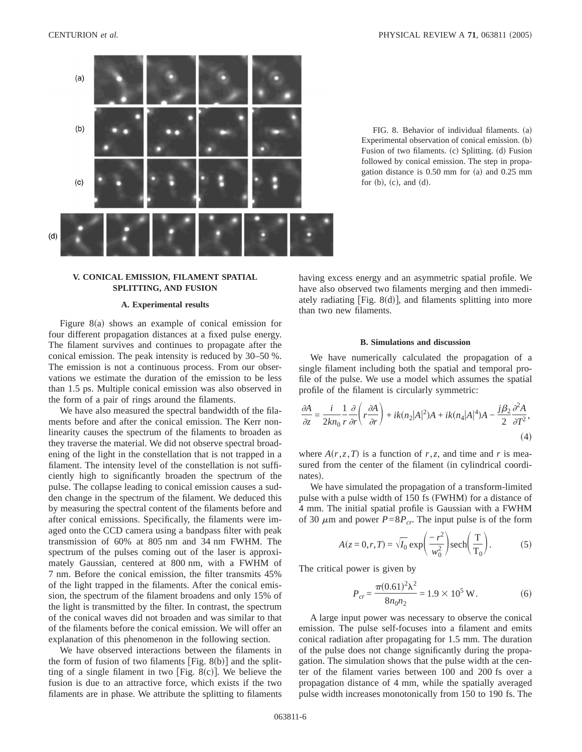FIG. 8. Behavior of individual filaments. (a) Experimental observation of conical emission. (b) Fusion of two filaments. (c) Splitting. (d) Fusion followed by conical emission. The step in propagation distance is 0.50 mm for (a) and 0.25 mm for (b), (c), and (d).

## V. CONICAL EMISSION, FILAMENT SPATIAL SPLITTING, AND FUSION

### A. Experimental results

Figure 8(a) shows an example of conical emission for four different propagation distances at a fixed pulse energy. The filament survives and continues to propagate after the conical emission. The peak intensity is reduced by 30–50 %. The emission is not a continuous process. From our observations we estimate the duration of the emission to be less than 1.5 ps. Multiple conical emission was also observed in the form of a pair of rings around the filaments.

We have also measured the spectral bandwidth of the filaments before and after the conical emission. The Kerr nonlinearity causes the spectrum of the filaments to broaden as they traverse the material. We did not observe spectral broadening of the light in the constellation that is not trapped in a filament. The intensity level of the constellation is not sufficiently high to significantly broaden the spectrum of the pulse. The collapse leading to conical emission causes a sudden change in the spectrum of the filament. We deduced this by measuring the spectral content of the filaments before and after conical emissions. Specifically, the filaments were imaged onto the CCD camera using a bandpass filter with peak transmission of 60% at 805 nm and 34 nm FWHM. The spectrum of the pulses coming out of the laser is approximately Gaussian, centered at 800 nm, with a FWHM of 7 nm. Before the conical emission, the filter transmits 45% of the light trapped in the filaments. After the conical emission, the spectrum of the filament broadens and only 15% of the light is transmitted by the filter. In contrast, the spectrum of the conical waves did not broaden and was similar to that of the filaments before the conical emission. We will offer an explanation of this phenomenon in the following section.

We have observed interactions between the filaments in the form of fusion of two filaments [Fig. 8(b)] and the splitting of a single filament in two [Fig. 8(c)]. We believe the fusion is due to an attractive force, which exists if the two filaments are in phase. We attribute the splitting to filaments having excess energy and an asymmetric spatial profile. We have also observed two filaments merging and then immediately radiating [Fig. 8(d)], and filaments splitting into more than two new filaments.

### B. Simulations and discussion

We have numerically calculated the propagation of a single filament including both the spatial and temporal profile of the pulse. We use a model which assumes the spatial profile of the filament is circularly symmetric:

$$\frac{\partial A}{\partial z} = \frac{i}{2kn_0}\frac{1}{r}\frac{\partial}{\partial r}\left(r\frac{\partial A}{\partial r}\right) + ik(n_2|A|^2)A + ik(n_4|A|^4)A - \frac{j\beta_2}{2}\frac{\partial^2 A}{\partial T^2}, \tag{4}$$

where $A(r,z,T)$ is a function of $r,z,$ and time and $r$ is measured from the center of the filament (in cylindrical coordinates).

We have simulated the propagation of a transform-limited pulse with a pulse width of 150 fs (FWHM) for a distance of 4 mm. The initial spatial profile is Gaussian with a FWHM of 30 $\mu$m and power $P=8P_{cr}$. The input pulse is of the form

$$A(z=0,r,T) = \sqrt{I_0}\exp\left(\frac{-r^2}{w_0^2}\right)\mathrm{sech}\left(\frac{\mathrm{T}}{\mathrm{T}_0}\right). \tag{5}$$

The critical power is given by

$$P_{cr} = \frac{\pi(0.61)^2\lambda^2}{8n_0 n_2} = 1.9 \times 10^5 \text{ W}. \tag{6}$$

A large input power was necessary to observe the conical emission. The pulse self-focuses into a filament and emits conical radiation after propagating for 1.5 mm. The duration of the pulse does not change significantly during the propagation. The simulation shows that the pulse width at the center of the filament varies between 100 and 200 fs over a propagation distance of 4 mm, while the spatially averaged pulse width increases monotonically from 150 to 190 fs. The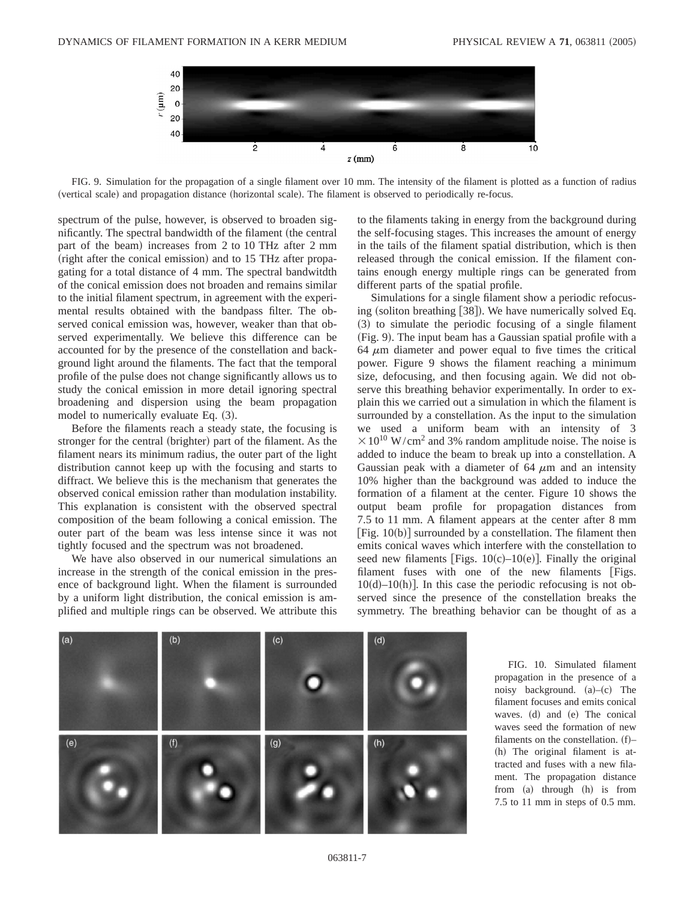FIG. 9. Simulation for the propagation of a single filament over 10 mm. The intensity of the filament is plotted as a function of radius (vertical scale) and propagation distance (horizontal scale). The filament is observed to periodically re-focus.

spectrum of the pulse, however, is observed to broaden significantly. The spectral bandwidth of the filament (the central part of the beam) increases from 2 to 10 THz after 2 mm (right after the conical emission) and to 15 THz after propagating for a total distance of 4 mm. The spectral bandwitdth of the conical emission does not broaden and remains similar to the initial filament spectrum, in agreement with the experimental results obtained with the bandpass filter. The observed conical emission was, however, weaker than that observed experimentally. We believe this difference can be accounted for by the presence of the constellation and background light around the filaments. The fact that the temporal profile of the pulse does not change significantly allows us to study the conical emission in more detail ignoring spectral broadening and dispersion using the beam propagation model to numerically evaluate Eq. (3).

Before the filaments reach a steady state, the focusing is stronger for the central (brighter) part of the filament. As the filament nears its minimum radius, the outer part of the light distribution cannot keep up with the focusing and starts to diffract. We believe this is the mechanism that generates the observed conical emission rather than modulation instability. This explanation is consistent with the observed spectral composition of the beam following a conical emission. The outer part of the beam was less intense since it was not tightly focused and the spectrum was not broadened.

We have also observed in our numerical simulations an increase in the strength of the conical emission in the presence of background light. When the filament is surrounded by a uniform light distribution, the conical emission is amplified and multiple rings can be observed. We attribute this to the filaments taking in energy from the background during the self-focusing stages. This increases the amount of energy in the tails of the filament spatial distribution, which is then released through the conical emission. If the filament contains enough energy multiple rings can be generated from different parts of the spatial profile.

Simulations for a single filament show a periodic refocusing (soliton breathing [38]). We have numerically solved Eq. (3) to simulate the periodic focusing of a single filament (Fig. 9). The input beam has a Gaussian spatial profile with a 64 $\mu$m diameter and power equal to five times the critical power. Figure 9 shows the filament reaching a minimum size, defocusing, and then focusing again. We did not observe this breathing behavior experimentally. In order to explain this we carried out a simulation in which the filament is surrounded by a constellation. As the input to the simulation we used a uniform beam with an intensity of $3 \times 10^{10}$ W/cm$^2$ and 3% random amplitude noise. The noise is added to induce the beam to break up into a constellation. A Gaussian peak with a diameter of 64 $\mu$m and an intensity 10% higher than the background was added to induce the formation of a filament at the center. Figure 10 shows the output beam profile for propagation distances from 7.5 to 11 mm. A filament appears at the center after 8 mm [Fig. 10(b)] surrounded by a constellation. The filament then emits conical waves which interfere with the constellation to seed new filaments [Figs. 10(c)–10(e)]. Finally the original filament fuses with one of the new filaments [Figs. 10(d)–10(h)]. In this case the periodic refocusing is not observed since the presence of the constellation breaks the symmetry. The breathing behavior can be thought of as a

FIG. 10. Simulated filament propagation in the presence of a noisy background. (a)–(c) The filament focuses and emits conical waves. (d) and (e) The conical waves seed the formation of new filaments on the constellation. (f)–(h) The original filament is attracted and fuses with a new filament. The propagation distance from (a) through (h) is from 7.5 to 11 mm in steps of 0.5 mm.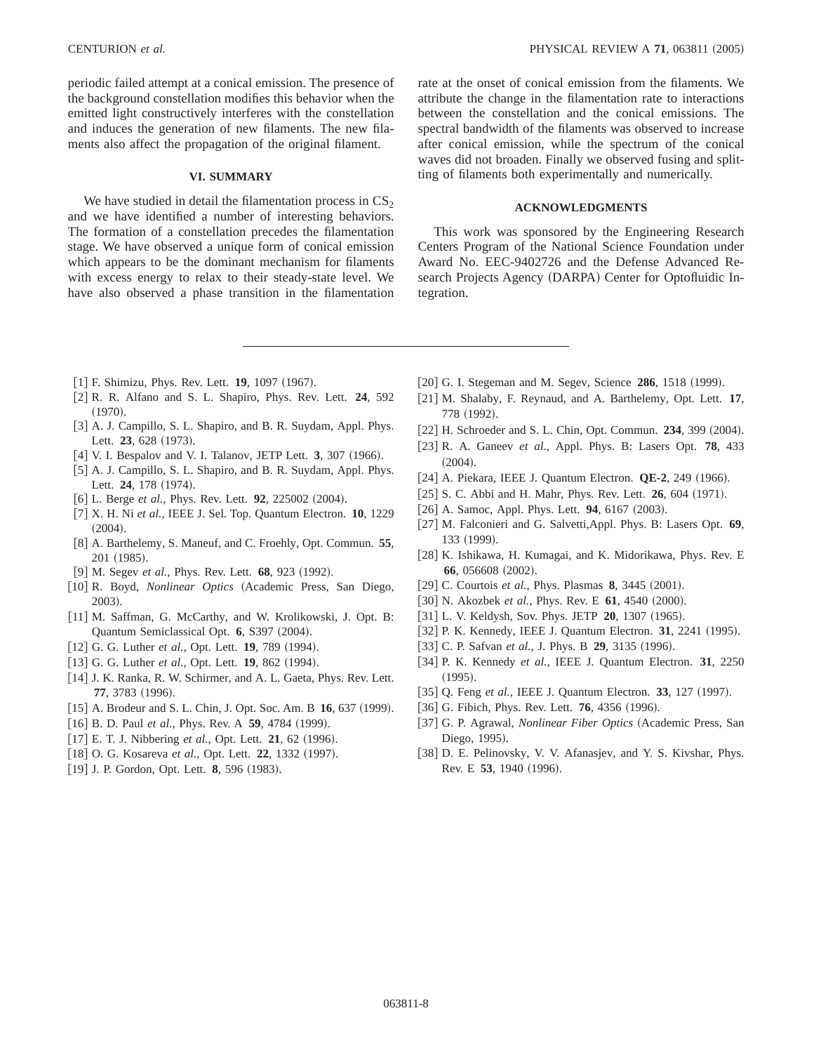periodic failed attempt at a conical emission. The presence of the background constellation modifies this behavior when the emitted light constructively interferes with the constellation and induces the generation of new filaments. The new filaments also affect the propagation of the original filament.

## VI. SUMMARY

We have studied in detail the filamentation process in $CS_2$ and we have identified a number of interesting behaviors. The formation of a constellation precedes the filamentation stage. We have observed a unique form of conical emission which appears to be the dominant mechanism for filaments with excess energy to relax to their steady-state level. We have also observed a phase transition in the filamentation rate at the onset of conical emission from the filaments. We attribute the change in the filamentation rate to interactions between the constellation and the conical emissions. The spectral bandwidth of the filaments was observed to increase after conical emission, while the spectrum of the conical waves did not broaden. Finally we observed fusing and splitting of filaments both experimentally and numerically.

## ACKNOWLEDGMENTS

This work was sponsored by the Engineering Research Centers Program of the National Science Foundation under Award No. EEC-9402726 and the Defense Advanced Research Projects Agency (DARPA) Center for Optofluidic Integration.

---

[1] F. Shimizu, Phys. Rev. Lett. **19**, 1097 (1967).
[2] R. R. Alfano and S. L. Shapiro, Phys. Rev. Lett. **24**, 592 (1970).
[3] A. J. Campillo, S. L. Shapiro, and B. R. Suydam, Appl. Phys. Lett. **23**, 628 (1973).
[4] V. I. Bespalov and V. I. Talanov, JETP Lett. **3**, 307 (1966).
[5] A. J. Campillo, S. L. Shapiro, and B. R. Suydam, Appl. Phys. Lett. **24**, 178 (1974).
[6] L. Berge *et al.*, Phys. Rev. Lett. **92**, 225002 (2004).
[7] X. H. Ni *et al.*, IEEE J. Sel. Top. Quantum Electron. **10**, 1229 (2004).
[8] A. Barthelemy, S. Maneuf, and C. Froehly, Opt. Commun. **55**, 201 (1985).
[9] M. Segev *et al.*, Phys. Rev. Lett. **68**, 923 (1992).
[10] R. Boyd, *Nonlinear Optics* (Academic Press, San Diego, 2003).
[11] M. Saffman, G. McCarthy, and W. Krolikowski, J. Opt. B: Quantum Semiclassical Opt. **6**, S397 (2004).
[12] G. G. Luther *et al.*, Opt. Lett. **19**, 789 (1994).
[13] G. G. Luther *et al.*, Opt. Lett. **19**, 862 (1994).
[14] J. K. Ranka, R. W. Schirmer, and A. L. Gaeta, Phys. Rev. Lett. **77**, 3783 (1996).
[15] A. Brodeur and S. L. Chin, J. Opt. Soc. Am. B **16**, 637 (1999).
[16] B. D. Paul *et al.*, Phys. Rev. A **59**, 4784 (1999).
[17] E. T. J. Nibbering *et al.*, Opt. Lett. **21**, 62 (1996).
[18] O. G. Kosareva *et al.*, Opt. Lett. **22**, 1332 (1997).
[19] J. P. Gordon, Opt. Lett. **8**, 596 (1983).
[20] G. I. Stegeman and M. Segev, Science **286**, 1518 (1999).
[21] M. Shalaby, F. Reynaud, and A. Barthelemy, Opt. Lett. **17**, 778 (1992).
[22] H. Schroeder and S. L. Chin, Opt. Commun. **234**, 399 (2004).
[23] R. A. Ganeev *et al.*, Appl. Phys. B: Lasers Opt. **78**, 433 (2004).
[24] A. Piekara, IEEE J. Quantum Electron. **QE-2**, 249 (1966).
[25] S. C. Abbi and H. Mahr, Phys. Rev. Lett. **26**, 604 (1971).
[26] A. Samoc, Appl. Phys. Lett. **94**, 6167 (2003).
[27] M. Falconieri and G. Salvetti,Appl. Phys. B: Lasers Opt. **69**, 133 (1999).
[28] K. Ishikawa, H. Kumagai, and K. Midorikawa, Phys. Rev. E **66**, 056608 (2002).
[29] C. Courtois *et al.*, Phys. Plasmas **8**, 3445 (2001).
[30] N. Akozbek *et al.*, Phys. Rev. E **61**, 4540 (2000).
[31] L. V. Keldysh, Sov. Phys. JETP **20**, 1307 (1965).
[32] P. K. Kennedy, IEEE J. Quantum Electron. **31**, 2241 (1995).
[33] C. P. Safvan *et al.*, J. Phys. B **29**, 3135 (1996).
[34] P. K. Kennedy *et al.*, IEEE J. Quantum Electron. **31**, 2250 (1995).
[35] Q. Feng *et al.*, IEEE J. Quantum Electron. **33**, 127 (1997).
[36] G. Fibich, Phys. Rev. Lett. **76**, 4356 (1996).
[37] G. P. Agrawal, *Nonlinear Fiber Optics* (Academic Press, San Diego, 1995).
[38] D. E. Pelinovsky, V. V. Afanasjev, and Y. S. Kivshar, Phys. Rev. E **53**, 1940 (1996).